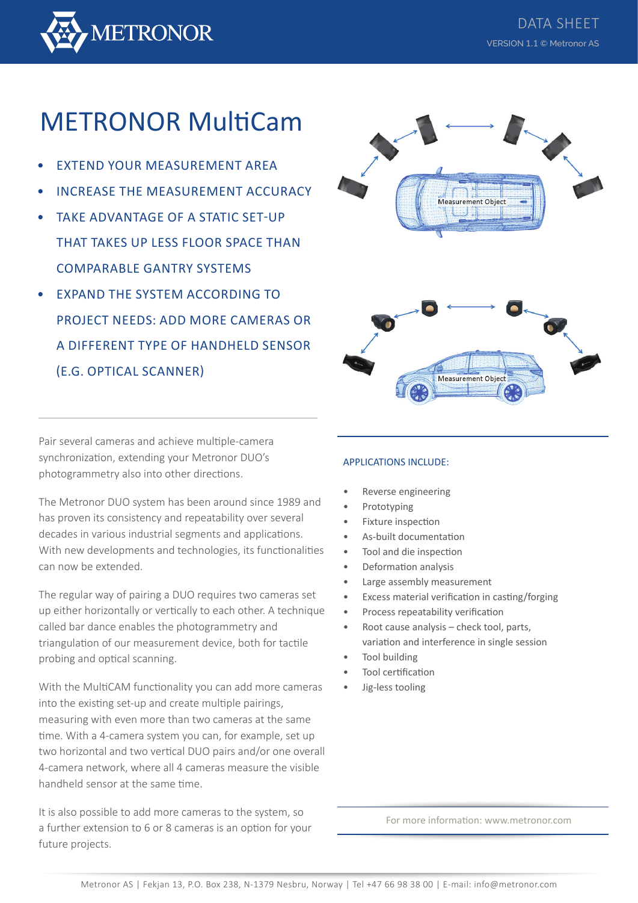# METRONOR MultiCam

- EXTEND YOUR MEASUREMENT AREA
- INCREASE THE MEASUREMENT ACCURACY
- TAKE ADVANTAGE OF A STATIC SET-UP THAT TAKES UP LESS FLOOR SPACE THAN COMPARABLE GANTRY SYSTEMS
- EXPAND THE SYSTEM ACCORDING TO PROJECT NEEDS: ADD MORE CAMERAS OR A DIFFERENT TYPE OF HANDHELD SENSOR (E.G. OPTICAL SCANNER)

Measurement Object

Measurement Object

Pair several cameras and achieve multiple-camera synchronization, extending your Metronor DUO's photogrammetry also into other directions.

The Metronor DUO system has been around since 1989 and has proven its consistency and repeatability over several decades in various industrial segments and applications. With new developments and technologies, its functionalities can now be extended.

The regular way of pairing a DUO requires two cameras set up either horizontally or vertically to each other. A technique called bar dance enables the photogrammetry and triangulation of our measurement device, both for tactile probing and optical scanning.

With the MultiCAM functionality you can add more cameras into the existing set-up and create multiple pairings, measuring with even more than two cameras at the same time. With a 4-camera system you can, for example, set up two horizontal and two vertical DUO pairs and/or one overall 4-camera network, where all 4 cameras measure the visible handheld sensor at the same time.

It is also possible to add more cameras to the system, so a further extension to 6 or 8 cameras is an option for your future projects.

## APPLICATIONS INCLUDE:

- Reverse engineering
- Prototyping
- Fixture inspection
- As-built documentation
- Tool and die inspection
- Deformation analysis
- Large assembly measurement
- Excess material verification in casting/forging
- Process repeatability verification
- Root cause analysis – check tool, parts, variation and interference in single session
- Tool building
- Tool certification
- Jig-less tooling

For more information: www.metronor.com

Metronor AS | Fekjan 13, P.O. Box 238, N-1379 Nesbru, Norway | Tel +47 66 98 38 00 | E-mail: info@metronor.com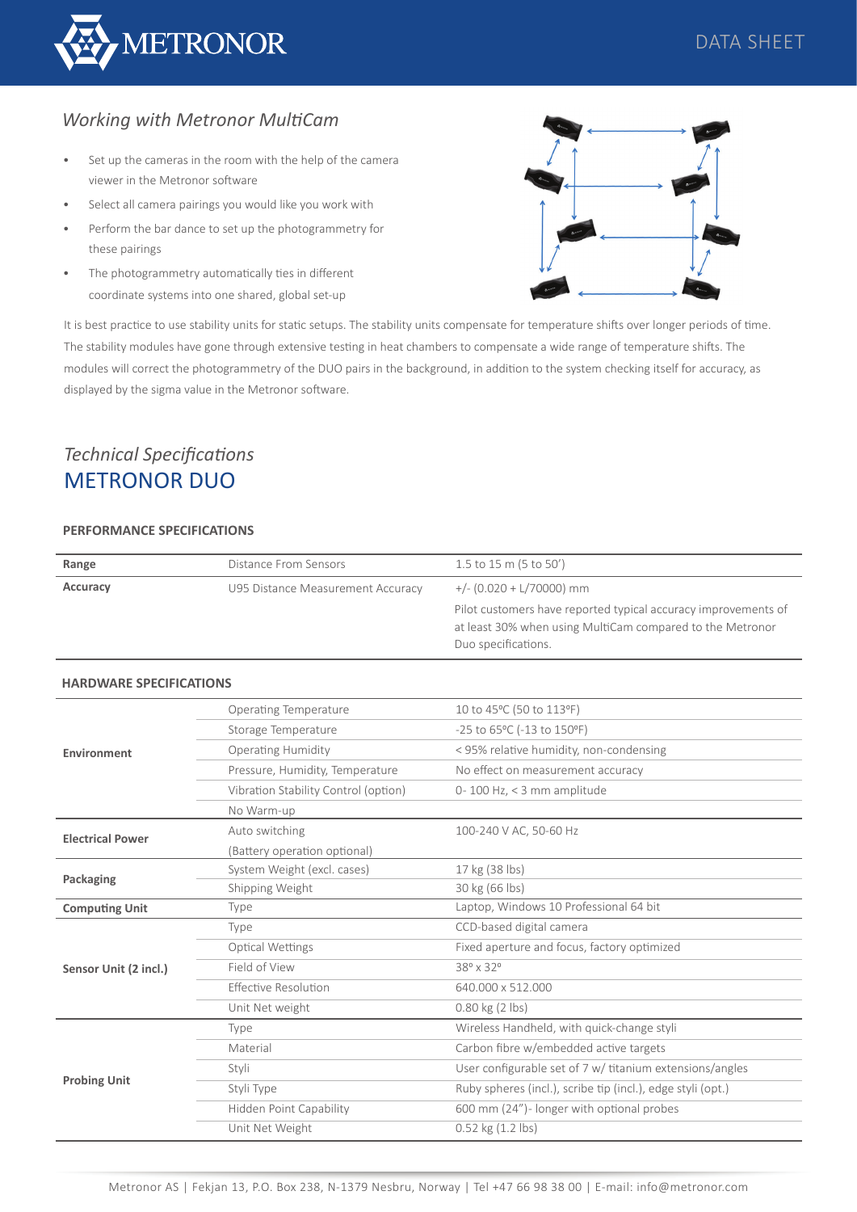*Working with Metronor MultiCam*

- Set up the cameras in the room with the help of the camera viewer in the Metronor software
- Select all camera pairings you would like you work with
- Perform the bar dance to set up the photogrammetry for these pairings
- The photogrammetry automatically ties in different coordinate systems into one shared, global set-up

It is best practice to use stability units for static setups. The stability units compensate for temperature shifts over longer periods of time. The stability modules have gone through extensive testing in heat chambers to compensate a wide range of temperature shifts. The modules will correct the photogrammetry of the DUO pairs in the background, in addition to the system checking itself for accuracy, as displayed by the sigma value in the Metronor software.

## *Technical Specifications*
## METRONOR DUO

**PERFORMANCE SPECIFICATIONS**

| | | |
|---|---|---|
| **Range** | Distance From Sensors | 1.5 to 15 m (5 to 50') |
| **Accuracy** | U95 Distance Measurement Accuracy | +/- (0.020 + L/70000) mm<br>Pilot customers have reported typical accuracy improvements of at least 30% when using MultiCam compared to the Metronor Duo specifications. |

**HARDWARE SPECIFICATIONS**

| | | |
|---|---|---|
| **Environment** | Operating Temperature | 10 to 45ºC (50 to 113ºF) |
| | Storage Temperature | -25 to 65ºC (-13 to 150ºF) |
| | Operating Humidity | < 95% relative humidity, non-condensing |
| | Pressure, Humidity, Temperature | No effect on measurement accuracy |
| | Vibration Stability Control (option) | 0- 100 Hz, < 3 mm amplitude |
| | No Warm-up | |
| **Electrical Power** | Auto switching<br>(Battery operation optional) | 100-240 V AC, 50-60 Hz |
| **Packaging** | System Weight (excl. cases) | 17 kg (38 lbs) |
| | Shipping Weight | 30 kg (66 lbs) |
| **Computing Unit** | Type | Laptop, Windows 10 Professional 64 bit |
| **Sensor Unit (2 incl.)** | Type | CCD-based digital camera |
| | Optical Wettings | Fixed aperture and focus, factory optimized |
| | Field of View | 38º x 32º |
| | Effective Resolution | 640.000 x 512.000 |
| | Unit Net weight | 0.80 kg (2 lbs) |
| **Probing Unit** | Type | Wireless Handheld, with quick-change styli |
| | Material | Carbon fibre w/embedded active targets |
| | Styli | User configurable set of 7 w/ titanium extensions/angles |
| | Styli Type | Ruby spheres (incl.), scribe tip (incl.), edge styli (opt.) |
| | Hidden Point Capability | 600 mm (24")- longer with optional probes |
| | Unit Net Weight | 0.52 kg (1.2 lbs) |

Metronor AS | Fekjan 13, P.O. Box 238, N-1379 Nesbru, Norway | Tel +47 66 98 38 00 | E-mail: info@metronor.com